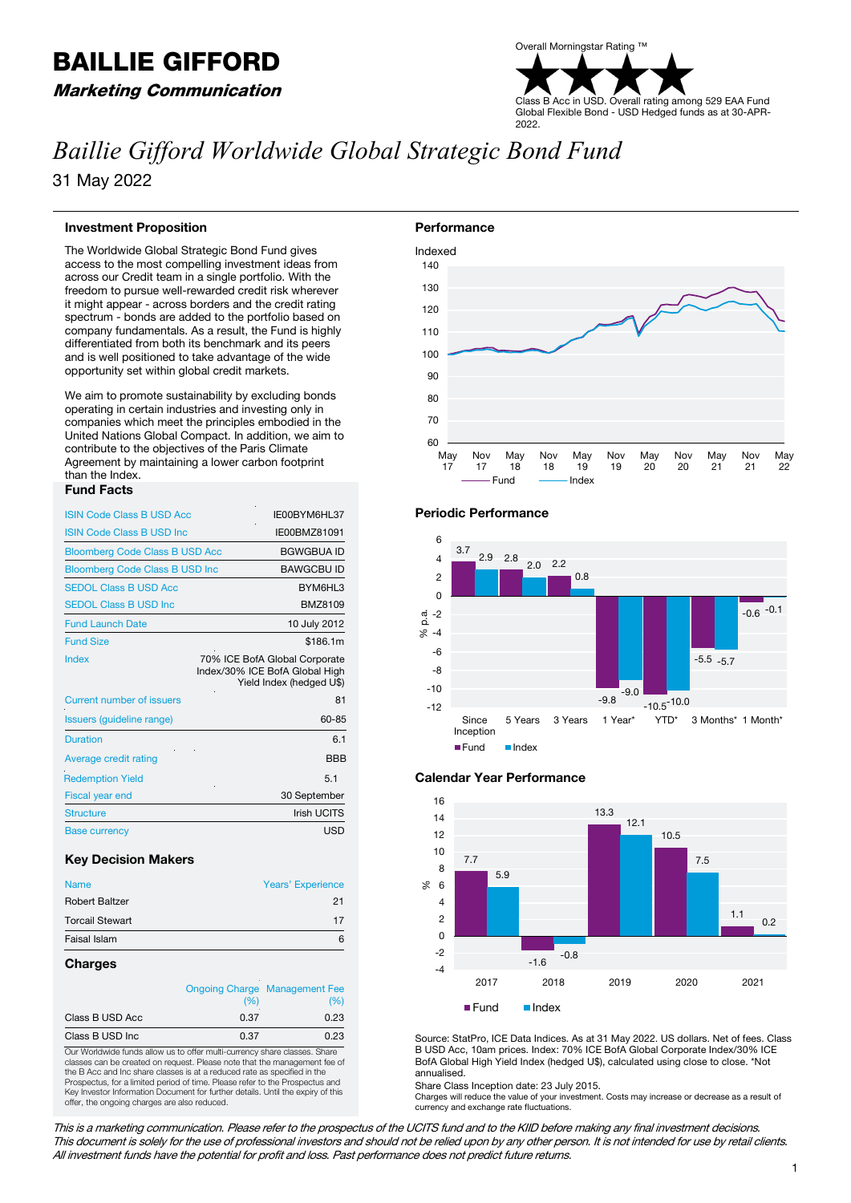# BAILLIE GIFFORD

***Marketing Communication***

Overall Morningstar Rating ™

Class B Acc in USD. Overall rating among 529 EAA Fund Global Flexible Bond - USD Hedged funds as at 30-APR-2022.

# *Baillie Gifford Worldwide Global Strategic Bond Fund*

31 May 2022

## Investment Proposition

The Worldwide Global Strategic Bond Fund gives access to the most compelling investment ideas from across our Credit team in a single portfolio. With the freedom to pursue well-rewarded credit risk wherever it might appear - across borders and the credit rating spectrum - bonds are added to the portfolio based on company fundamentals. As a result, the Fund is highly differentiated from both its benchmark and its peers and is well positioned to take advantage of the wide opportunity set within global credit markets.

We aim to promote sustainability by excluding bonds operating in certain industries and investing only in companies which meet the principles embodied in the United Nations Global Compact. In addition, we aim to contribute to the objectives of the Paris Climate Agreement by maintaining a lower carbon footprint than the Index.

## Fund Facts

| | |
|---|---|
| ISIN Code Class B USD Acc | IE00BYM6HL37 |
| ISIN Code Class B USD Inc | IE00BMZ81091 |
| Bloomberg Code Class B USD Acc | BGWGBUA ID |
| Bloomberg Code Class B USD Inc | BAWGCBU ID |
| SEDOL Class B USD Acc | BYM6HL3 |
| SEDOL Class B USD Inc | BMZ8109 |
| Fund Launch Date | 10 July 2012 |
| Fund Size | $186.1m |
| Index | 70% ICE BofA Global Corporate Index/30% ICE BofA Global High Yield Index (hedged U$) |
| Current number of issuers | 81 |
| Issuers (guideline range) | 60-85 |
| Duration | 6.1 |
| Average credit rating | BBB |
| Redemption Yield | 5.1 |
| Fiscal year end | 30 September |
| Structure | Irish UCITS |
| Base currency | USD |

## Key Decision Makers

| Name | Years' Experience |
|---|---|
| Robert Baltzer | 21 |
| Torcail Stewart | 17 |
| Faisal Islam | 6 |

## Charges

| | Ongoing Charge (%) | Management Fee (%) |
|---|---|---|
| Class B USD Acc | 0.37 | 0.23 |
| Class B USD Inc | 0.37 | 0.23 |

Our Worldwide funds allow us to offer multi-currency share classes. Share classes can be created on request. Please note that the management fee of the B Acc and Inc share classes is at a reduced rate as specified in the Prospectus, for a limited period of time. Please refer to the Prospectus and Key Investor Information Document for further details. Until the expiry of this offer, the ongoing charges are also reduced.

## Performance

Indexed

Legend: Fund, Index (May 17 – May 22)

## Periodic Performance

| % p.a. | Since Inception | 5 Years | 3 Years | 1 Year* | YTD* | 3 Months* | 1 Month* |
|---|---|---|---|---|---|---|---|
| Fund | 3.7 | 2.8 | 2.2 | -9.8 | -10.5 | -5.5 | -0.6 |
| Index | 2.9 | 2.0 | 0.8 | -9.0 | -10.0 | -5.7 | -0.1 |

## Calendar Year Performance

| % | 2017 | 2018 | 2019 | 2020 | 2021 |
|---|---|---|---|---|---|
| Fund | 7.7 | -1.6 | 13.3 | 10.5 | 1.1 |
| Index | 5.9 | -0.8 | 12.1 | 7.5 | 0.2 |

Source: StatPro, ICE Data Indices. As at 31 May 2022. US dollars. Net of fees. Class B USD Acc, 10am prices. Index: 70% ICE BofA Global Corporate Index/30% ICE BofA Global High Yield Index (hedged U$), calculated using close to close. *Not annualised.

Share Class Inception date: 23 July 2015.

Charges will reduce the value of your investment. Costs may increase or decrease as a result of currency and exchange rate fluctuations.

*This is a marketing communication. Please refer to the prospectus of the UCITS fund and to the KIID before making any final investment decisions. This document is solely for the use of professional investors and should not be relied upon by any other person. It is not intended for use by retail clients. All investment funds have the potential for profit and loss. Past performance does not predict future returns.*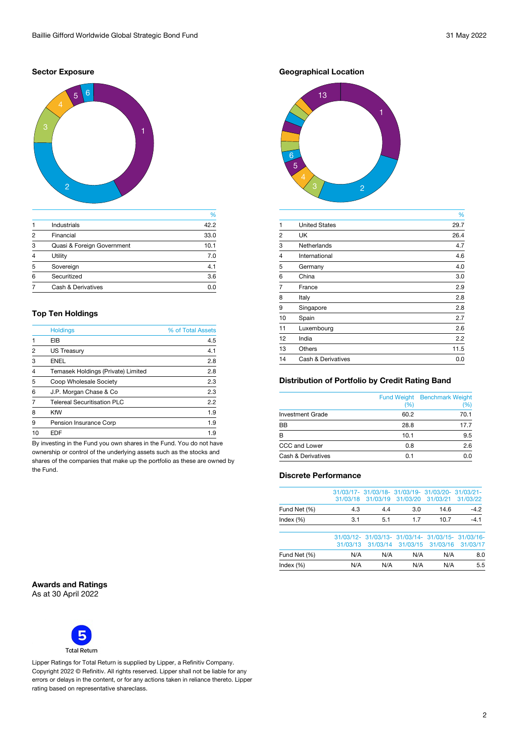## Sector Exposure

| | | % |
|---|---|---|
| 1 | Industrials | 42.2 |
| 2 | Financial | 33.0 |
| 3 | Quasi & Foreign Government | 10.1 |
| 4 | Utility | 7.0 |
| 5 | Sovereign | 4.1 |
| 6 | Securitized | 3.6 |
| 7 | Cash & Derivatives | 0.0 |

## Top Ten Holdings

| | Holdings | % of Total Assets |
|---|---|---|
| 1 | EIB | 4.5 |
| 2 | US Treasury | 4.1 |
| 3 | ENEL | 2.8 |
| 4 | Temasek Holdings (Private) Limited | 2.8 |
| 5 | Coop Wholesale Society | 2.3 |
| 6 | J.P. Morgan Chase & Co | 2.3 |
| 7 | Telereal Securitisation PLC | 2.2 |
| 8 | KfW | 1.9 |
| 9 | Pension Insurance Corp | 1.9 |
| 10 | EDF | 1.9 |

By investing in the Fund you own shares in the Fund. You do not have ownership or control of the underlying assets such as the stocks and shares of the companies that make up the portfolio as these are owned by the Fund.

## Geographical Location

| | | % |
|---|---|---|
| 1 | United States | 29.7 |
| 2 | UK | 26.4 |
| 3 | Netherlands | 4.7 |
| 4 | International | 4.6 |
| 5 | Germany | 4.0 |
| 6 | China | 3.0 |
| 7 | France | 2.9 |
| 8 | Italy | 2.8 |
| 9 | Singapore | 2.8 |
| 10 | Spain | 2.7 |
| 11 | Luxembourg | 2.6 |
| 12 | India | 2.2 |
| 13 | Others | 11.5 |
| 14 | Cash & Derivatives | 0.0 |

## Distribution of Portfolio by Credit Rating Band

| | Fund Weight (%) | Benchmark Weight (%) |
|---|---|---|
| Investment Grade | 60.2 | 70.1 |
| BB | 28.8 | 17.7 |
| B | 10.1 | 9.5 |
| CCC and Lower | 0.8 | 2.6 |
| Cash & Derivatives | 0.1 | 0.0 |

## Discrete Performance

| | 31/03/17-31/03/18 | 31/03/18-31/03/19 | 31/03/19-31/03/20 | 31/03/20-31/03/21 | 31/03/21-31/03/22 |
|---|---|---|---|---|---|
| Fund Net (%) | 4.3 | 4.4 | 3.0 | 14.6 | -4.2 |
| Index (%) | 3.1 | 5.1 | 1.7 | 10.7 | -4.1 |

| | 31/03/12-31/03/13 | 31/03/13-31/03/14 | 31/03/14-31/03/15 | 31/03/15-31/03/16 | 31/03/16-31/03/17 |
|---|---|---|---|---|---|
| Fund Net (%) | N/A | N/A | N/A | N/A | 8.0 |
| Index (%) | N/A | N/A | N/A | N/A | 5.5 |

## Awards and Ratings

As at 30 April 2022

5

Total Return

Lipper Ratings for Total Return is supplied by Lipper, a Refinitiv Company. Copyright 2022 © Refinitiv. All rights reserved. Lipper shall not be liable for any errors or delays in the content, or for any actions taken in reliance thereto. Lipper rating based on representative shareclass.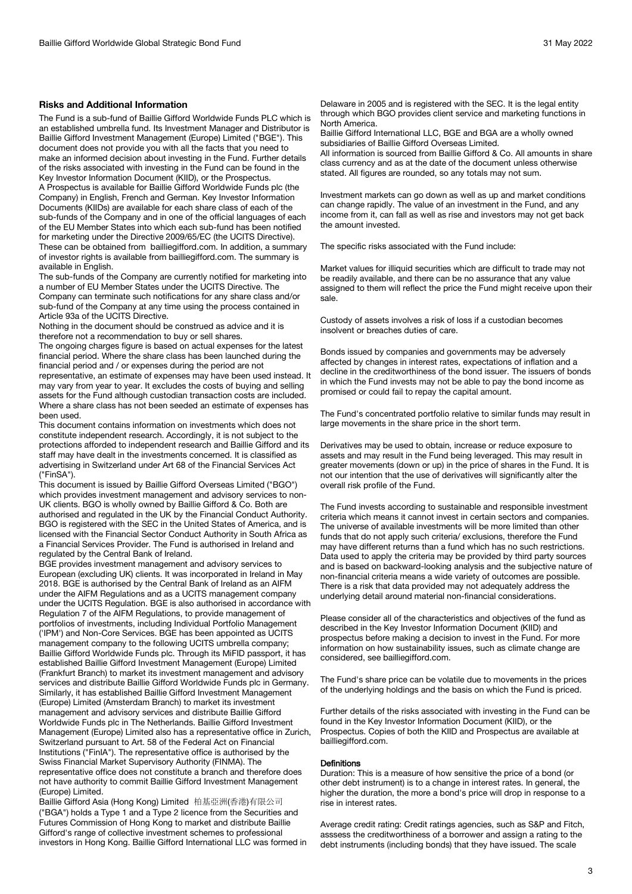## Risks and Additional Information

The Fund is a sub-fund of Baillie Gifford Worldwide Funds PLC which is an established umbrella fund. Its Investment Manager and Distributor is Baillie Gifford Investment Management (Europe) Limited ("BGE"). This document does not provide you with all the facts that you need to make an informed decision about investing in the Fund. Further details of the risks associated with investing in the Fund can be found in the Key Investor Information Document (KIID), or the Prospectus.

A Prospectus is available for Baillie Gifford Worldwide Funds plc (the Company) in English, French and German. Key Investor Information Documents (KIIDs) are available for each share class of each of the sub-funds of the Company and in one of the official languages of each of the EU Member States into which each sub-fund has been notified for marketing under the Directive 2009/65/EC (the UCITS Directive). These can be obtained from bailliegifford.com. In addition, a summary of investor rights is available from bailliegifford.com. The summary is available in English.

The sub-funds of the Company are currently notified for marketing into a number of EU Member States under the UCITS Directive. The Company can terminate such notifications for any share class and/or sub-fund of the Company at any time using the process contained in Article 93a of the UCITS Directive.

Nothing in the document should be construed as advice and it is therefore not a recommendation to buy or sell shares.

The ongoing charges figure is based on actual expenses for the latest financial period. Where the share class has been launched during the financial period and / or expenses during the period are not representative, an estimate of expenses may have been used instead. It may vary from year to year. It excludes the costs of buying and selling assets for the Fund although custodian transaction costs are included. Where a share class has not been seeded an estimate of expenses has been used.

This document contains information on investments which does not constitute independent research. Accordingly, it is not subject to the protections afforded to independent research and Baillie Gifford and its staff may have dealt in the investments concerned. It is classified as advertising in Switzerland under Art 68 of the Financial Services Act ("FinSA").

This document is issued by Baillie Gifford Overseas Limited ("BGO") which provides investment management and advisory services to non-UK clients. BGO is wholly owned by Baillie Gifford & Co. Both are authorised and regulated in the UK by the Financial Conduct Authority. BGO is registered with the SEC in the United States of America, and is licensed with the Financial Sector Conduct Authority in South Africa as a Financial Services Provider. The Fund is authorised in Ireland and regulated by the Central Bank of Ireland.

BGE provides investment management and advisory services to European (excluding UK) clients. It was incorporated in Ireland in May 2018. BGE is authorised by the Central Bank of Ireland as an AIFM under the AIFM Regulations and as a UCITS management company under the UCITS Regulation. BGE is also authorised in accordance with Regulation 7 of the AIFM Regulations, to provide management of portfolios of investments, including Individual Portfolio Management ('IPM') and Non-Core Services. BGE has been appointed as UCITS management company to the following UCITS umbrella company; Baillie Gifford Worldwide Funds plc. Through its MiFID passport, it has established Baillie Gifford Investment Management (Europe) Limited (Frankfurt Branch) to market its investment management and advisory services and distribute Baillie Gifford Worldwide Funds plc in Germany. Similarly, it has established Baillie Gifford Investment Management (Europe) Limited (Amsterdam Branch) to market its investment management and advisory services and distribute Baillie Gifford Worldwide Funds plc in The Netherlands. Baillie Gifford Investment Management (Europe) Limited also has a representative office in Zurich, Switzerland pursuant to Art. 58 of the Federal Act on Financial Institutions ("FinIA"). The representative office is authorised by the Swiss Financial Market Supervisory Authority (FINMA). The representative office does not constitute a branch and therefore does not have authority to commit Baillie Gifford Investment Management (Europe) Limited.

Baillie Gifford Asia (Hong Kong) Limited 柏基亞洲(香港)有限公司 ("BGA") holds a Type 1 and a Type 2 licence from the Securities and Futures Commission of Hong Kong to market and distribute Baillie Gifford's range of collective investment schemes to professional investors in Hong Kong. Baillie Gifford International LLC was formed in Delaware in 2005 and is registered with the SEC. It is the legal entity through which BGO provides client service and marketing functions in North America.

Baillie Gifford International LLC, BGE and BGA are a wholly owned subsidiaries of Baillie Gifford Overseas Limited.

All information is sourced from Baillie Gifford & Co. All amounts in share class currency and as at the date of the document unless otherwise stated. All figures are rounded, so any totals may not sum.

Investment markets can go down as well as up and market conditions can change rapidly. The value of an investment in the Fund, and any income from it, can fall as well as rise and investors may not get back the amount invested.

The specific risks associated with the Fund include:

Market values for illiquid securities which are difficult to trade may not be readily available, and there can be no assurance that any value assigned to them will reflect the price the Fund might receive upon their sale.

Custody of assets involves a risk of loss if a custodian becomes insolvent or breaches duties of care.

Bonds issued by companies and governments may be adversely affected by changes in interest rates, expectations of inflation and a decline in the creditworthiness of the bond issuer. The issuers of bonds in which the Fund invests may not be able to pay the bond income as promised or could fail to repay the capital amount.

The Fund's concentrated portfolio relative to similar funds may result in large movements in the share price in the short term.

Derivatives may be used to obtain, increase or reduce exposure to assets and may result in the Fund being leveraged. This may result in greater movements (down or up) in the price of shares in the Fund. It is not our intention that the use of derivatives will significantly alter the overall risk profile of the Fund.

The Fund invests according to sustainable and responsible investment criteria which means it cannot invest in certain sectors and companies. The universe of available investments will be more limited than other funds that do not apply such criteria/ exclusions, therefore the Fund may have different returns than a fund which has no such restrictions. Data used to apply the criteria may be provided by third party sources and is based on backward-looking analysis and the subjective nature of non-financial criteria means a wide variety of outcomes are possible. There is a risk that data provided may not adequately address the underlying detail around material non-financial considerations.

Please consider all of the characteristics and objectives of the fund as described in the Key Investor Information Document (KIID) and prospectus before making a decision to invest in the Fund. For more information on how sustainability issues, such as climate change are considered, see bailliegifford.com.

The Fund's share price can be volatile due to movements in the prices of the underlying holdings and the basis on which the Fund is priced.

Further details of the risks associated with investing in the Fund can be found in the Key Investor Information Document (KIID), or the Prospectus. Copies of both the KIID and Prospectus are available at bailliegifford.com.

### Definitions

Duration: This is a measure of how sensitive the price of a bond (or other debt instrument) is to a change in interest rates. In general, the higher the duration, the more a bond's price will drop in response to a rise in interest rates.

Average credit rating: Credit ratings agencies, such as S&P and Fitch, asssess the creditworthiness of a borrower and assign a rating to the debt instruments (including bonds) that they have issued. The scale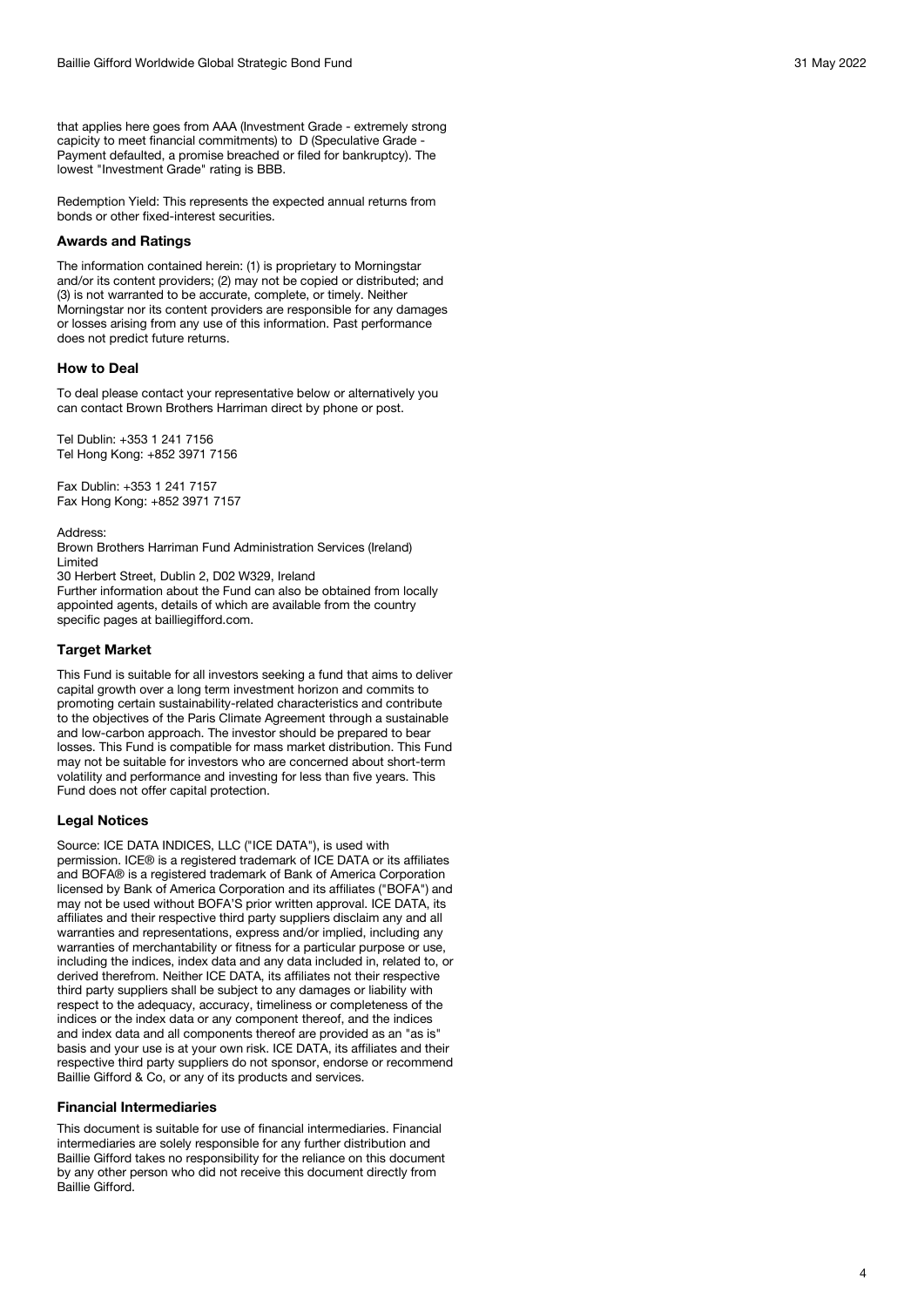that applies here goes from AAA (Investment Grade - extremely strong capicity to meet financial commitments) to D (Speculative Grade - Payment defaulted, a promise breached or filed for bankruptcy). The lowest "Investment Grade" rating is BBB.

Redemption Yield: This represents the expected annual returns from bonds or other fixed-interest securities.

### Awards and Ratings

The information contained herein: (1) is proprietary to Morningstar and/or its content providers; (2) may not be copied or distributed; and (3) is not warranted to be accurate, complete, or timely. Neither Morningstar nor its content providers are responsible for any damages or losses arising from any use of this information. Past performance does not predict future returns.

### How to Deal

To deal please contact your representative below or alternatively you can contact Brown Brothers Harriman direct by phone or post.

Tel Dublin: +353 1 241 7156
Tel Hong Kong: +852 3971 7156

Fax Dublin: +353 1 241 7157
Fax Hong Kong: +852 3971 7157

Address:
Brown Brothers Harriman Fund Administration Services (Ireland) Limited
30 Herbert Street, Dublin 2, D02 W329, Ireland
Further information about the Fund can also be obtained from locally appointed agents, details of which are available from the country specific pages at bailliegifford.com.

### Target Market

This Fund is suitable for all investors seeking a fund that aims to deliver capital growth over a long term investment horizon and commits to promoting certain sustainability-related characteristics and contribute to the objectives of the Paris Climate Agreement through a sustainable and low-carbon approach. The investor should be prepared to bear losses. This Fund is compatible for mass market distribution. This Fund may not be suitable for investors who are concerned about short-term volatility and performance and investing for less than five years. This Fund does not offer capital protection.

### Legal Notices

Source: ICE DATA INDICES, LLC ("ICE DATA"), is used with permission. ICE® is a registered trademark of ICE DATA or its affiliates and BOFA® is a registered trademark of Bank of America Corporation licensed by Bank of America Corporation and its affiliates ("BOFA") and may not be used without BOFA'S prior written approval. ICE DATA, its affiliates and their respective third party suppliers disclaim any and all warranties and representations, express and/or implied, including any warranties of merchantability or fitness for a particular purpose or use, including the indices, index data and any data included in, related to, or derived therefrom. Neither ICE DATA, its affiliates not their respective third party suppliers shall be subject to any damages or liability with respect to the adequacy, accuracy, timeliness or completeness of the indices or the index data or any component thereof, and the indices and index data and all components thereof are provided as an "as is" basis and your use is at your own risk. ICE DATA, its affiliates and their respective third party suppliers do not sponsor, endorse or recommend Baillie Gifford & Co, or any of its products and services.

### Financial Intermediaries

This document is suitable for use of financial intermediaries. Financial intermediaries are solely responsible for any further distribution and Baillie Gifford takes no responsibility for the reliance on this document by any other person who did not receive this document directly from Baillie Gifford.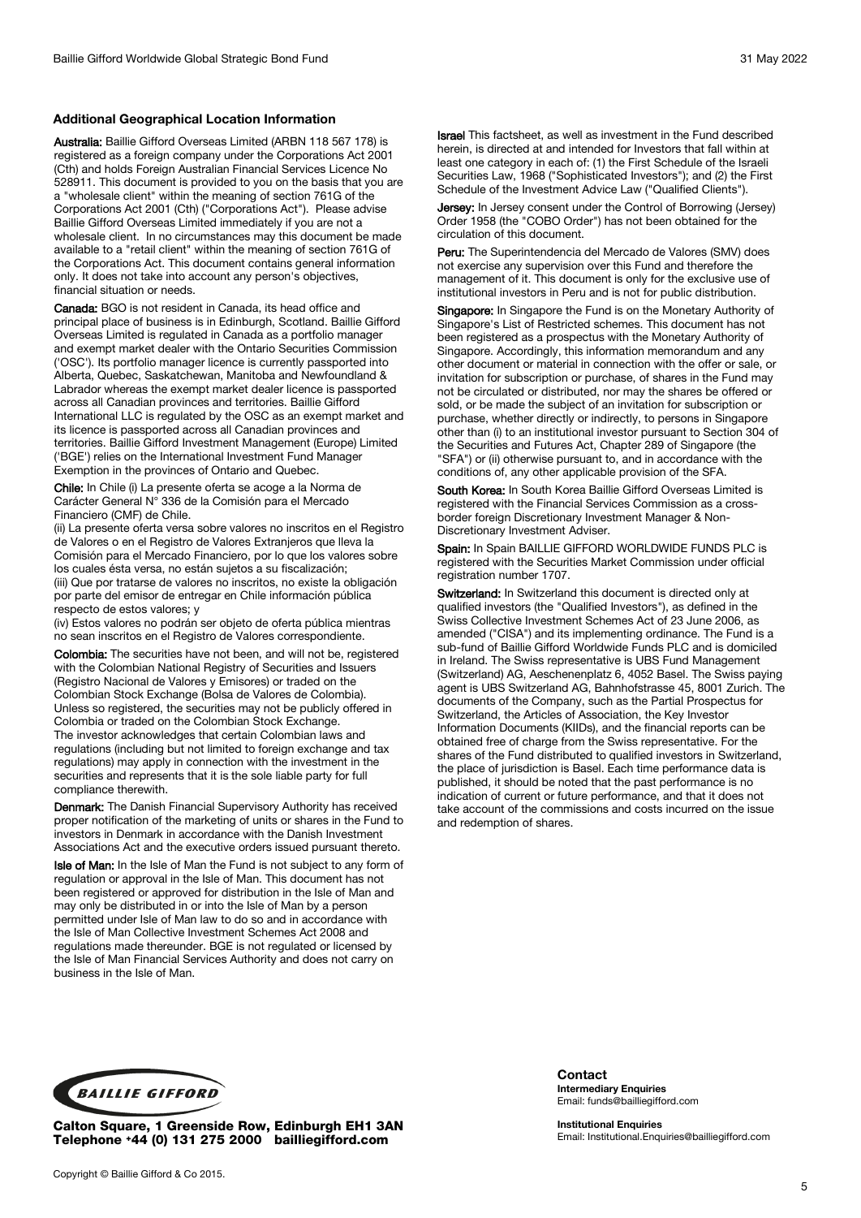## Additional Geographical Location Information

**Australia:** Baillie Gifford Overseas Limited (ARBN 118 567 178) is registered as a foreign company under the Corporations Act 2001 (Cth) and holds Foreign Australian Financial Services Licence No 528911. This document is provided to you on the basis that you are a "wholesale client" within the meaning of section 761G of the Corporations Act 2001 (Cth) ("Corporations Act"). Please advise Baillie Gifford Overseas Limited immediately if you are not a wholesale client. In no circumstances may this document be made available to a "retail client" within the meaning of section 761G of the Corporations Act. This document contains general information only. It does not take into account any person's objectives, financial situation or needs.

**Canada:** BGO is not resident in Canada, its head office and principal place of business is in Edinburgh, Scotland. Baillie Gifford Overseas Limited is regulated in Canada as a portfolio manager and exempt market dealer with the Ontario Securities Commission ('OSC'). Its portfolio manager licence is currently passported into Alberta, Quebec, Saskatchewan, Manitoba and Newfoundland & Labrador whereas the exempt market dealer licence is passported across all Canadian provinces and territories. Baillie Gifford International LLC is regulated by the OSC as an exempt market and its licence is passported across all Canadian provinces and territories. Baillie Gifford Investment Management (Europe) Limited ('BGE') relies on the International Investment Fund Manager Exemption in the provinces of Ontario and Quebec.

**Chile:** In Chile (i) La presente oferta se acoge a la Norma de Carácter General N° 336 de la Comisión para el Mercado Financiero (CMF) de Chile.
(ii) La presente oferta versa sobre valores no inscritos en el Registro de Valores o en el Registro de Valores Extranjeros que lleva la Comisión para el Mercado Financiero, por lo que los valores sobre los cuales ésta versa, no están sujetos a su fiscalización;
(iii) Que por tratarse de valores no inscritos, no existe la obligación por parte del emisor de entregar en Chile información pública respecto de estos valores; y
(iv) Estos valores no podrán ser objeto de oferta pública mientras no sean inscritos en el Registro de Valores correspondiente.

**Colombia:** The securities have not been, and will not be, registered with the Colombian National Registry of Securities and Issuers (Registro Nacional de Valores y Emisores) or traded on the Colombian Stock Exchange (Bolsa de Valores de Colombia). Unless so registered, the securities may not be publicly offered in Colombia or traded on the Colombian Stock Exchange.
The investor acknowledges that certain Colombian laws and regulations (including but not limited to foreign exchange and tax regulations) may apply in connection with the investment in the securities and represents that it is the sole liable party for full compliance therewith.

**Denmark:** The Danish Financial Supervisory Authority has received proper notification of the marketing of units or shares in the Fund to investors in Denmark in accordance with the Danish Investment Associations Act and the executive orders issued pursuant thereto.

**Isle of Man:** In the Isle of Man the Fund is not subject to any form of regulation or approval in the Isle of Man. This document has not been registered or approved for distribution in the Isle of Man and may only be distributed in or into the Isle of Man by a person permitted under Isle of Man law to do so and in accordance with the Isle of Man Collective Investment Schemes Act 2008 and regulations made thereunder. BGE is not regulated or licensed by the Isle of Man Financial Services Authority and does not carry on business in the Isle of Man.

**Israel** This factsheet, as well as investment in the Fund described herein, is directed at and intended for Investors that fall within at least one category in each of: (1) the First Schedule of the Israeli Securities Law, 1968 ("Sophisticated Investors"); and (2) the First Schedule of the Investment Advice Law ("Qualified Clients").

**Jersey:** In Jersey consent under the Control of Borrowing (Jersey) Order 1958 (the "COBO Order") has not been obtained for the circulation of this document.

**Peru:** The Superintendencia del Mercado de Valores (SMV) does not exercise any supervision over this Fund and therefore the management of it. This document is only for the exclusive use of institutional investors in Peru and is not for public distribution.

**Singapore:** In Singapore the Fund is on the Monetary Authority of Singapore's List of Restricted schemes. This document has not been registered as a prospectus with the Monetary Authority of Singapore. Accordingly, this information memorandum and any other document or material in connection with the offer or sale, or invitation for subscription or purchase, of shares in the Fund may not be circulated or distributed, nor may the shares be offered or sold, or be made the subject of an invitation for subscription or purchase, whether directly or indirectly, to persons in Singapore other than (i) to an institutional investor pursuant to Section 304 of the Securities and Futures Act, Chapter 289 of Singapore (the "SFA") or (ii) otherwise pursuant to, and in accordance with the conditions of, any other applicable provision of the SFA.

**South Korea:** In South Korea Baillie Gifford Overseas Limited is registered with the Financial Services Commission as a cross-border foreign Discretionary Investment Manager & Non-Discretionary Investment Adviser.

**Spain:** In Spain BAILLIE GIFFORD WORLDWIDE FUNDS PLC is registered with the Securities Market Commission under official registration number 1707.

**Switzerland:** In Switzerland this document is directed only at qualified investors (the "Qualified Investors"), as defined in the Swiss Collective Investment Schemes Act of 23 June 2006, as amended ("CISA") and its implementing ordinance. The Fund is a sub-fund of Baillie Gifford Worldwide Funds PLC and is domiciled in Ireland. The Swiss representative is UBS Fund Management (Switzerland) AG, Aeschenenplatz 6, 4052 Basel. The Swiss paying agent is UBS Switzerland AG, Bahnhofstrasse 45, 8001 Zurich. The documents of the Company, such as the Partial Prospectus for Switzerland, the Articles of Association, the Key Investor Information Documents (KIIDs), and the financial reports can be obtained free of charge from the Swiss representative. For the shares of the Fund distributed to qualified investors in Switzerland, the place of jurisdiction is Basel. Each time performance data is published, it should be noted that the past performance is no indication of current or future performance, and that it does not take account of the commissions and costs incurred on the issue and redemption of shares.

BAILLIE GIFFORD

**Calton Square, 1 Greenside Row, Edinburgh EH1 3AN**
**Telephone +44 (0) 131 275 2000 bailliegifford.com**

**Contact**
**Intermediary Enquiries**
Email: funds@bailliegifford.com

**Institutional Enquiries**
Email: Institutional.Enquiries@bailliegifford.com

Copyright © Baillie Gifford & Co 2015.